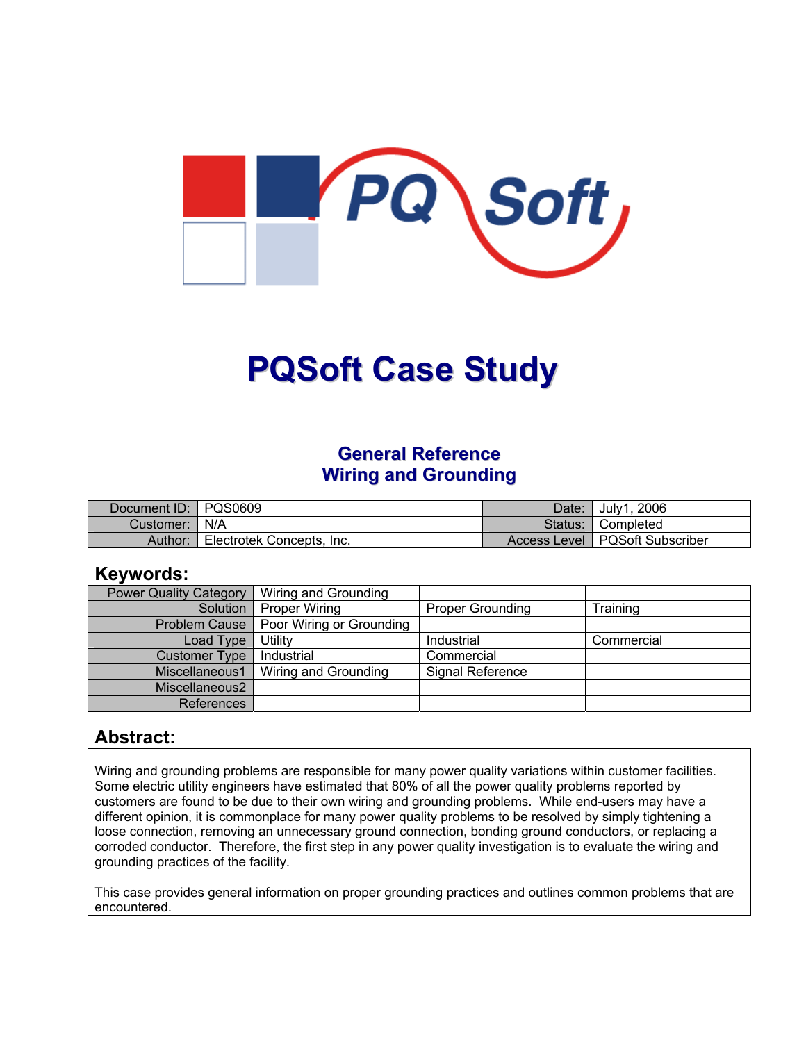# PQSoft Case Study

## General Reference
## Wiring and Grounding

| Document ID: | PQS0609 | Date: | July1, 2006 |
|---|---|---|---|
| Customer: | N/A | Status: | Completed |
| Author: | Electrotek Concepts, Inc. | Access Level | PQSoft Subscriber |

## Keywords:

| | | | |
|---|---|---|---|
| Power Quality Category | Wiring and Grounding | | |
| Solution | Proper Wiring | Proper Grounding | Training |
| Problem Cause | Poor Wiring or Grounding | | |
| Load Type | Utility | Industrial | Commercial |
| Customer Type | Industrial | Commercial | |
| Miscellaneous1 | Wiring and Grounding | Signal Reference | |
| Miscellaneous2 | | | |
| References | | | |

## Abstract:

Wiring and grounding problems are responsible for many power quality variations within customer facilities. Some electric utility engineers have estimated that 80% of all the power quality problems reported by customers are found to be due to their own wiring and grounding problems. While end-users may have a different opinion, it is commonplace for many power quality problems to be resolved by simply tightening a loose connection, removing an unnecessary ground connection, bonding ground conductors, or replacing a corroded conductor. Therefore, the first step in any power quality investigation is to evaluate the wiring and grounding practices of the facility.

This case provides general information on proper grounding practices and outlines common problems that are encountered.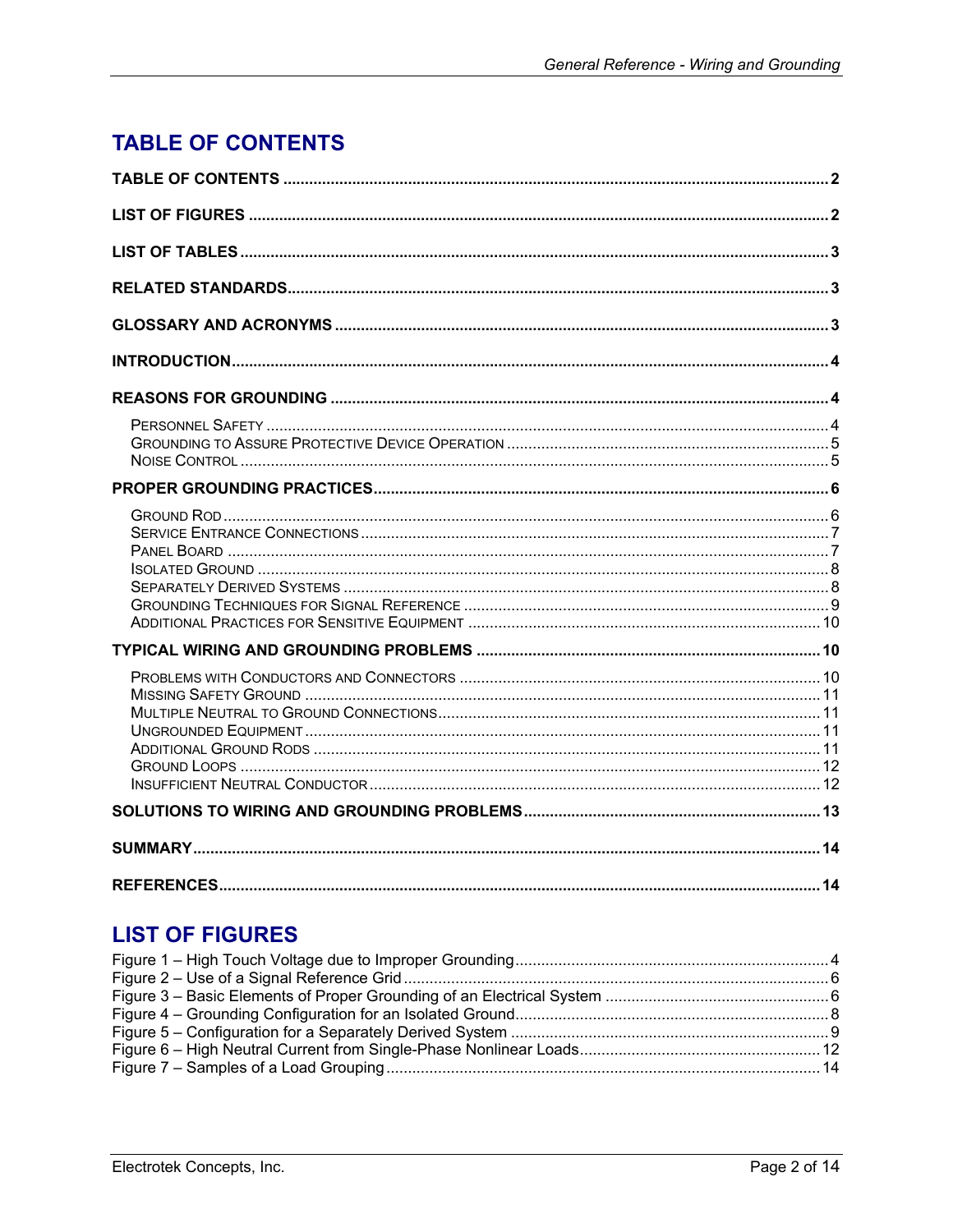# TABLE OF CONTENTS

**TABLE OF CONTENTS** ........ 2

**LIST OF FIGURES** ........ 2

**LIST OF TABLES** ........ 3

**RELATED STANDARDS** ........ 3

**GLOSSARY AND ACRONYMS** ........ 3

**INTRODUCTION** ........ 4

**REASONS FOR GROUNDING** ........ 4

- Personnel Safety ........ 4
- Grounding to Assure Protective Device Operation ........ 5
- Noise Control ........ 5

**PROPER GROUNDING PRACTICES** ........ 6

- Ground Rod ........ 6
- Service Entrance Connections ........ 7
- Panel Board ........ 7
- Isolated Ground ........ 8
- Separately Derived Systems ........ 8
- Grounding Techniques for Signal Reference ........ 9
- Additional Practices for Sensitive Equipment ........ 10

**TYPICAL WIRING AND GROUNDING PROBLEMS** ........ 10

- Problems with Conductors and Connectors ........ 10
- Missing Safety Ground ........ 11
- Multiple Neutral to Ground Connections ........ 11
- Ungrounded Equipment ........ 11
- Additional Ground Rods ........ 11
- Ground Loops ........ 12
- Insufficient Neutral Conductor ........ 12

**SOLUTIONS TO WIRING AND GROUNDING PROBLEMS** ........ 13

**SUMMARY** ........ 14

**REFERENCES** ........ 14

# LIST OF FIGURES

Figure 1 – High Touch Voltage due to Improper Grounding ........ 4
Figure 2 – Use of a Signal Reference Grid ........ 6
Figure 3 – Basic Elements of Proper Grounding of an Electrical System ........ 6
Figure 4 – Grounding Configuration for an Isolated Ground ........ 8
Figure 5 – Configuration for a Separately Derived System ........ 9
Figure 6 – High Neutral Current from Single-Phase Nonlinear Loads ........ 12
Figure 7 – Samples of a Load Grouping ........ 14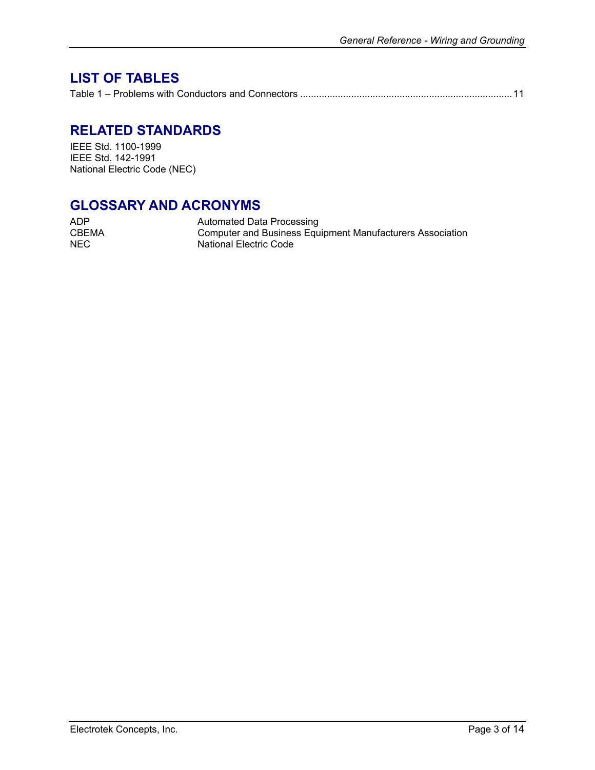## LIST OF TABLES

Table 1 – Problems with Conductors and Connectors ............................................................................. 11

## RELATED STANDARDS

IEEE Std. 1100-1999
IEEE Std. 142-1991
National Electric Code (NEC)

## GLOSSARY AND ACRONYMS

| | |
|---|---|
| ADP | Automated Data Processing |
| CBEMA | Computer and Business Equipment Manufacturers Association |
| NEC | National Electric Code |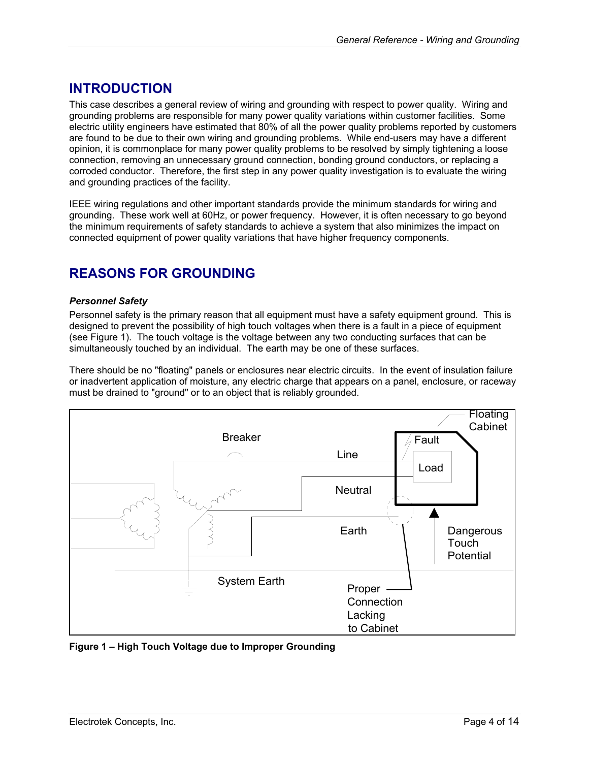## INTRODUCTION

This case describes a general review of wiring and grounding with respect to power quality. Wiring and grounding problems are responsible for many power quality variations within customer facilities. Some electric utility engineers have estimated that 80% of all the power quality problems reported by customers are found to be due to their own wiring and grounding problems. While end-users may have a different opinion, it is commonplace for many power quality problems to be resolved by simply tightening a loose connection, removing an unnecessary ground connection, bonding ground conductors, or replacing a corroded conductor. Therefore, the first step in any power quality investigation is to evaluate the wiring and grounding practices of the facility.

IEEE wiring regulations and other important standards provide the minimum standards for wiring and grounding. These work well at 60Hz, or power frequency. However, it is often necessary to go beyond the minimum requirements of safety standards to achieve a system that also minimizes the impact on connected equipment of power quality variations that have higher frequency components.

## REASONS FOR GROUNDING

### *Personnel Safety*

Personnel safety is the primary reason that all equipment must have a safety equipment ground. This is designed to prevent the possibility of high touch voltages when there is a fault in a piece of equipment (see Figure 1). The touch voltage is the voltage between any two conducting surfaces that can be simultaneously touched by an individual. The earth may be one of these surfaces.

There should be no "floating" panels or enclosures near electric circuits. In the event of insulation failure or inadvertent application of moisture, any electric charge that appears on a panel, enclosure, or raceway must be drained to "ground" or to an object that is reliably grounded.

Breaker, Line, Neutral, Earth, System Earth, Fault, Load, Floating Cabinet, Dangerous Touch Potential, Proper Connection Lacking to Cabinet

**Figure 1 – High Touch Voltage due to Improper Grounding**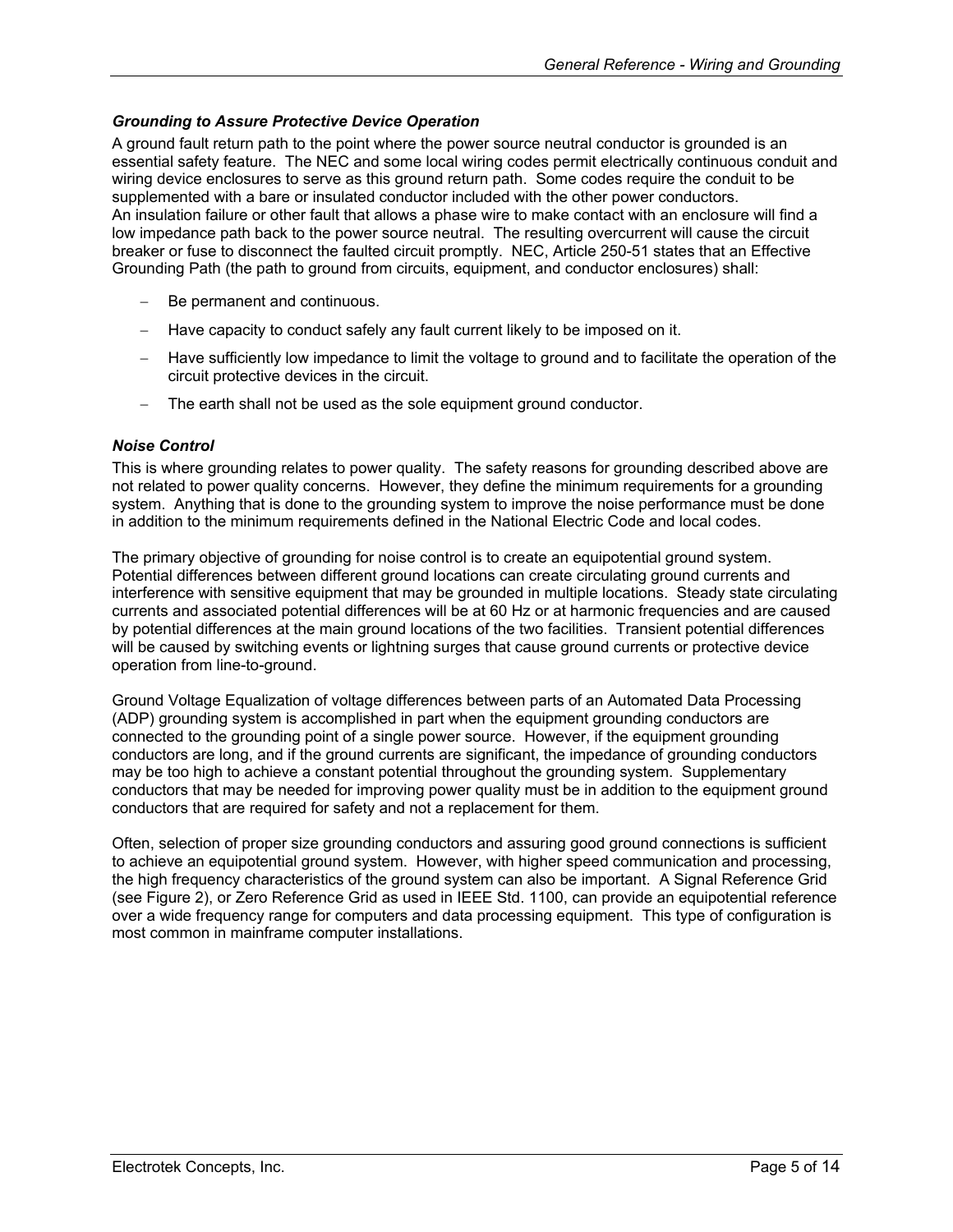### *Grounding to Assure Protective Device Operation*

A ground fault return path to the point where the power source neutral conductor is grounded is an essential safety feature. The NEC and some local wiring codes permit electrically continuous conduit and wiring device enclosures to serve as this ground return path. Some codes require the conduit to be supplemented with a bare or insulated conductor included with the other power conductors. An insulation failure or other fault that allows a phase wire to make contact with an enclosure will find a low impedance path back to the power source neutral. The resulting overcurrent will cause the circuit breaker or fuse to disconnect the faulted circuit promptly. NEC, Article 250-51 states that an Effective Grounding Path (the path to ground from circuits, equipment, and conductor enclosures) shall:

- Be permanent and continuous.
- Have capacity to conduct safely any fault current likely to be imposed on it.
- Have sufficiently low impedance to limit the voltage to ground and to facilitate the operation of the circuit protective devices in the circuit.
- The earth shall not be used as the sole equipment ground conductor.

### *Noise Control*

This is where grounding relates to power quality. The safety reasons for grounding described above are not related to power quality concerns. However, they define the minimum requirements for a grounding system. Anything that is done to the grounding system to improve the noise performance must be done in addition to the minimum requirements defined in the National Electric Code and local codes.

The primary objective of grounding for noise control is to create an equipotential ground system. Potential differences between different ground locations can create circulating ground currents and interference with sensitive equipment that may be grounded in multiple locations. Steady state circulating currents and associated potential differences will be at 60 Hz or at harmonic frequencies and are caused by potential differences at the main ground locations of the two facilities. Transient potential differences will be caused by switching events or lightning surges that cause ground currents or protective device operation from line-to-ground.

Ground Voltage Equalization of voltage differences between parts of an Automated Data Processing (ADP) grounding system is accomplished in part when the equipment grounding conductors are connected to the grounding point of a single power source. However, if the equipment grounding conductors are long, and if the ground currents are significant, the impedance of grounding conductors may be too high to achieve a constant potential throughout the grounding system. Supplementary conductors that may be needed for improving power quality must be in addition to the equipment ground conductors that are required for safety and not a replacement for them.

Often, selection of proper size grounding conductors and assuring good ground connections is sufficient to achieve an equipotential ground system. However, with higher speed communication and processing, the high frequency characteristics of the ground system can also be important. A Signal Reference Grid (see Figure 2), or Zero Reference Grid as used in IEEE Std. 1100, can provide an equipotential reference over a wide frequency range for computers and data processing equipment. This type of configuration is most common in mainframe computer installations.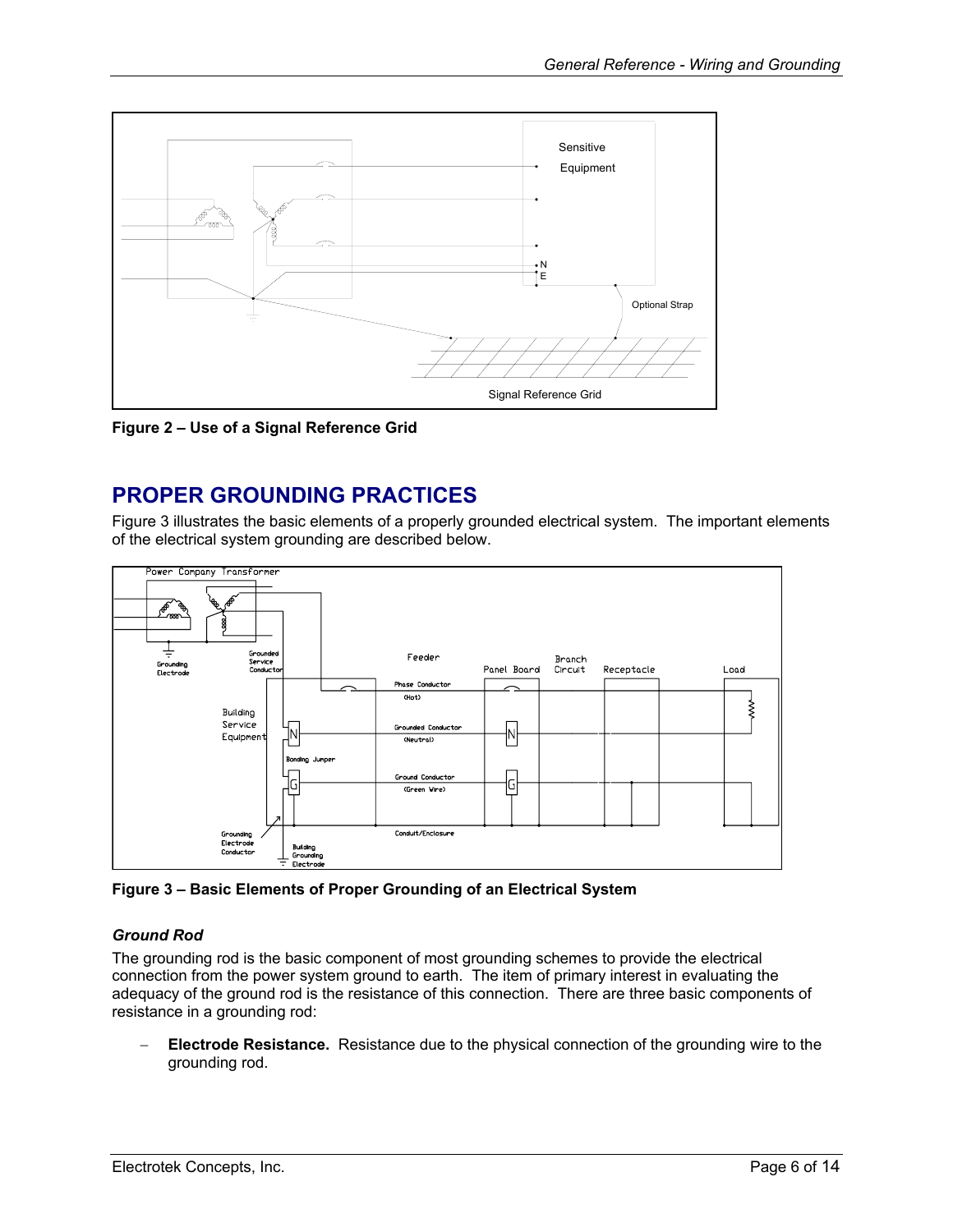Figure 2 – Use of a Signal Reference Grid

## PROPER GROUNDING PRACTICES

Figure 3 illustrates the basic elements of a properly grounded electrical system. The important elements of the electrical system grounding are described below.

Figure 3 – Basic Elements of Proper Grounding of an Electrical System

### *Ground Rod*

The grounding rod is the basic component of most grounding schemes to provide the electrical connection from the power system ground to earth. The item of primary interest in evaluating the adequacy of the ground rod is the resistance of this connection. There are three basic components of resistance in a grounding rod:

- **Electrode Resistance.** Resistance due to the physical connection of the grounding wire to the grounding rod.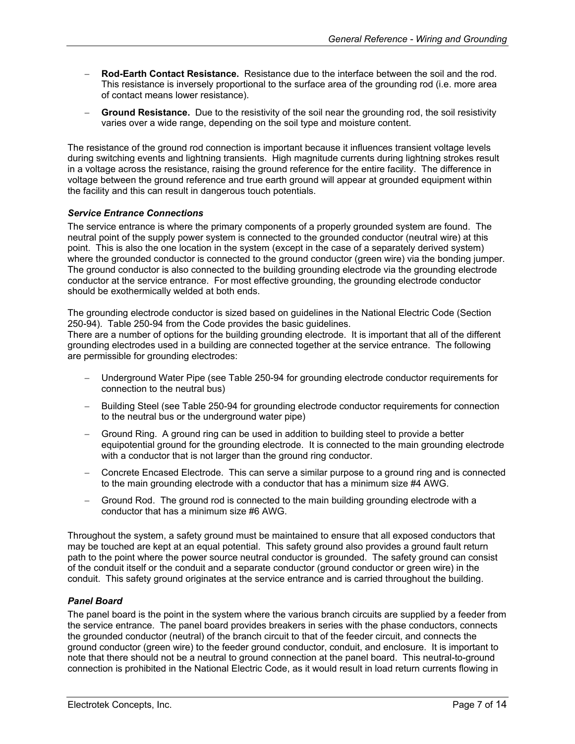- **Rod-Earth Contact Resistance.** Resistance due to the interface between the soil and the rod. This resistance is inversely proportional to the surface area of the grounding rod (i.e. more area of contact means lower resistance).
- **Ground Resistance.** Due to the resistivity of the soil near the grounding rod, the soil resistivity varies over a wide range, depending on the soil type and moisture content.

The resistance of the ground rod connection is important because it influences transient voltage levels during switching events and lightning transients. High magnitude currents during lightning strokes result in a voltage across the resistance, raising the ground reference for the entire facility. The difference in voltage between the ground reference and true earth ground will appear at grounded equipment within the facility and this can result in dangerous touch potentials.

### *Service Entrance Connections*

The service entrance is where the primary components of a properly grounded system are found. The neutral point of the supply power system is connected to the grounded conductor (neutral wire) at this point. This is also the one location in the system (except in the case of a separately derived system) where the grounded conductor is connected to the ground conductor (green wire) via the bonding jumper. The ground conductor is also connected to the building grounding electrode via the grounding electrode conductor at the service entrance. For most effective grounding, the grounding electrode conductor should be exothermically welded at both ends.

The grounding electrode conductor is sized based on guidelines in the National Electric Code (Section 250-94). Table 250-94 from the Code provides the basic guidelines.
There are a number of options for the building grounding electrode. It is important that all of the different grounding electrodes used in a building are connected together at the service entrance. The following are permissible for grounding electrodes:

- Underground Water Pipe (see Table 250-94 for grounding electrode conductor requirements for connection to the neutral bus)
- Building Steel (see Table 250-94 for grounding electrode conductor requirements for connection to the neutral bus or the underground water pipe)
- Ground Ring. A ground ring can be used in addition to building steel to provide a better equipotential ground for the grounding electrode. It is connected to the main grounding electrode with a conductor that is not larger than the ground ring conductor.
- Concrete Encased Electrode. This can serve a similar purpose to a ground ring and is connected to the main grounding electrode with a conductor that has a minimum size #4 AWG.
- Ground Rod. The ground rod is connected to the main building grounding electrode with a conductor that has a minimum size #6 AWG.

Throughout the system, a safety ground must be maintained to ensure that all exposed conductors that may be touched are kept at an equal potential. This safety ground also provides a ground fault return path to the point where the power source neutral conductor is grounded. The safety ground can consist of the conduit itself or the conduit and a separate conductor (ground conductor or green wire) in the conduit. This safety ground originates at the service entrance and is carried throughout the building.

### *Panel Board*

The panel board is the point in the system where the various branch circuits are supplied by a feeder from the service entrance. The panel board provides breakers in series with the phase conductors, connects the grounded conductor (neutral) of the branch circuit to that of the feeder circuit, and connects the ground conductor (green wire) to the feeder ground conductor, conduit, and enclosure. It is important to note that there should not be a neutral to ground connection at the panel board. This neutral-to-ground connection is prohibited in the National Electric Code, as it would result in load return currents flowing in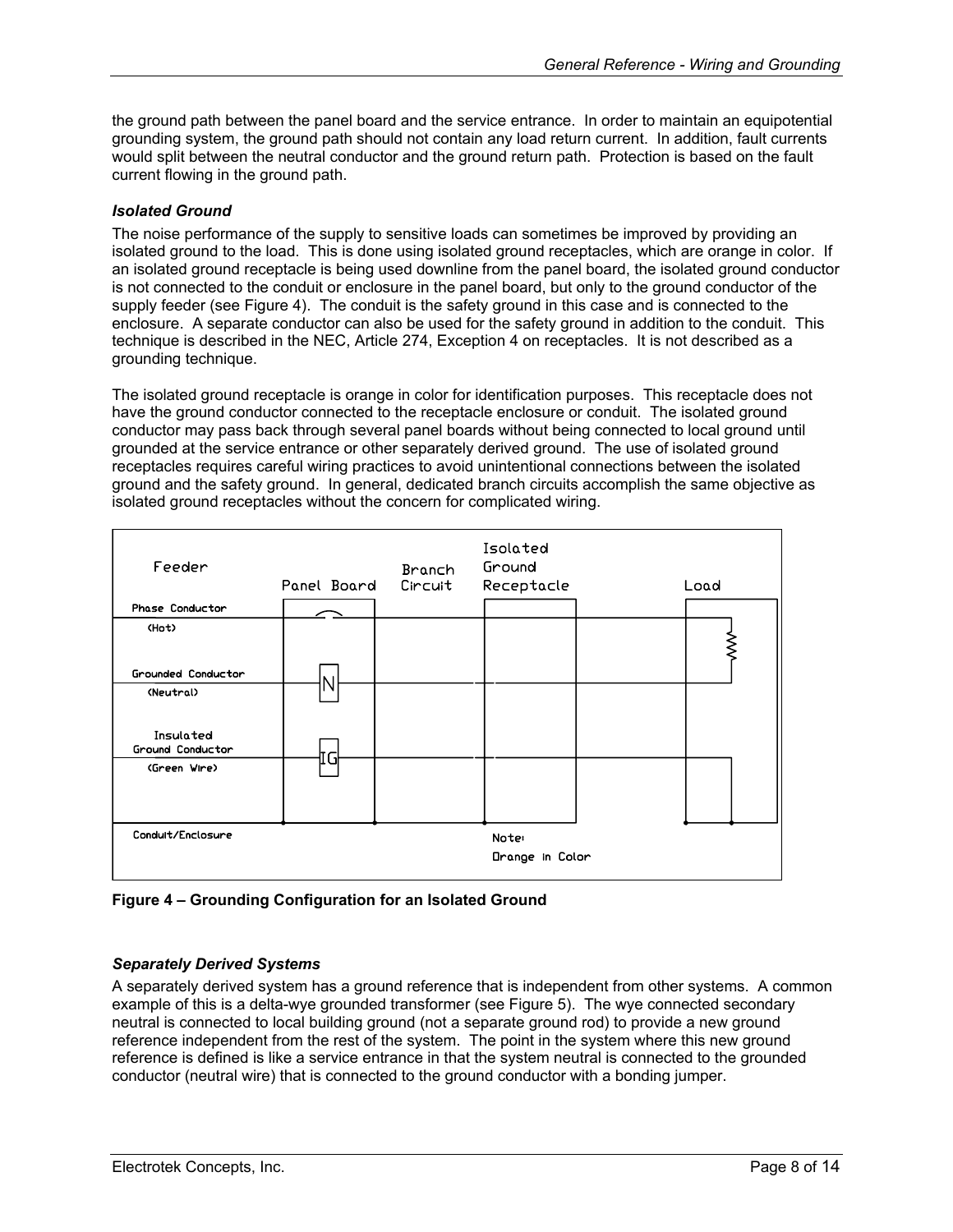the ground path between the panel board and the service entrance. In order to maintain an equipotential grounding system, the ground path should not contain any load return current. In addition, fault currents would split between the neutral conductor and the ground return path. Protection is based on the fault current flowing in the ground path.

### *Isolated Ground*

The noise performance of the supply to sensitive loads can sometimes be improved by providing an isolated ground to the load. This is done using isolated ground receptacles, which are orange in color. If an isolated ground receptacle is being used downline from the panel board, the isolated ground conductor is not connected to the conduit or enclosure in the panel board, but only to the ground conductor of the supply feeder (see Figure 4). The conduit is the safety ground in this case and is connected to the enclosure. A separate conductor can also be used for the safety ground in addition to the conduit. This technique is described in the NEC, Article 274, Exception 4 on receptacles. It is not described as a grounding technique.

The isolated ground receptacle is orange in color for identification purposes. This receptacle does not have the ground conductor connected to the receptacle enclosure or conduit. The isolated ground conductor may pass back through several panel boards without being connected to local ground until grounded at the service entrance or other separately derived ground. The use of isolated ground receptacles requires careful wiring practices to avoid unintentional connections between the isolated ground and the safety ground. In general, dedicated branch circuits accomplish the same objective as isolated ground receptacles without the concern for complicated wiring.

Feeder | Panel Board | Branch Circuit | Isolated Ground Receptacle | Load

Phase Conductor (Hot)

Grounded Conductor (Neutral) — N

Insulated Ground Conductor (Green Wire) — IG

Conduit/Enclosure

Note: Orange in Color

**Figure 4 – Grounding Configuration for an Isolated Ground**

### *Separately Derived Systems*

A separately derived system has a ground reference that is independent from other systems. A common example of this is a delta-wye grounded transformer (see Figure 5). The wye connected secondary neutral is connected to local building ground (not a separate ground rod) to provide a new ground reference independent from the rest of the system. The point in the system where this new ground reference is defined is like a service entrance in that the system neutral is connected to the grounded conductor (neutral wire) that is connected to the ground conductor with a bonding jumper.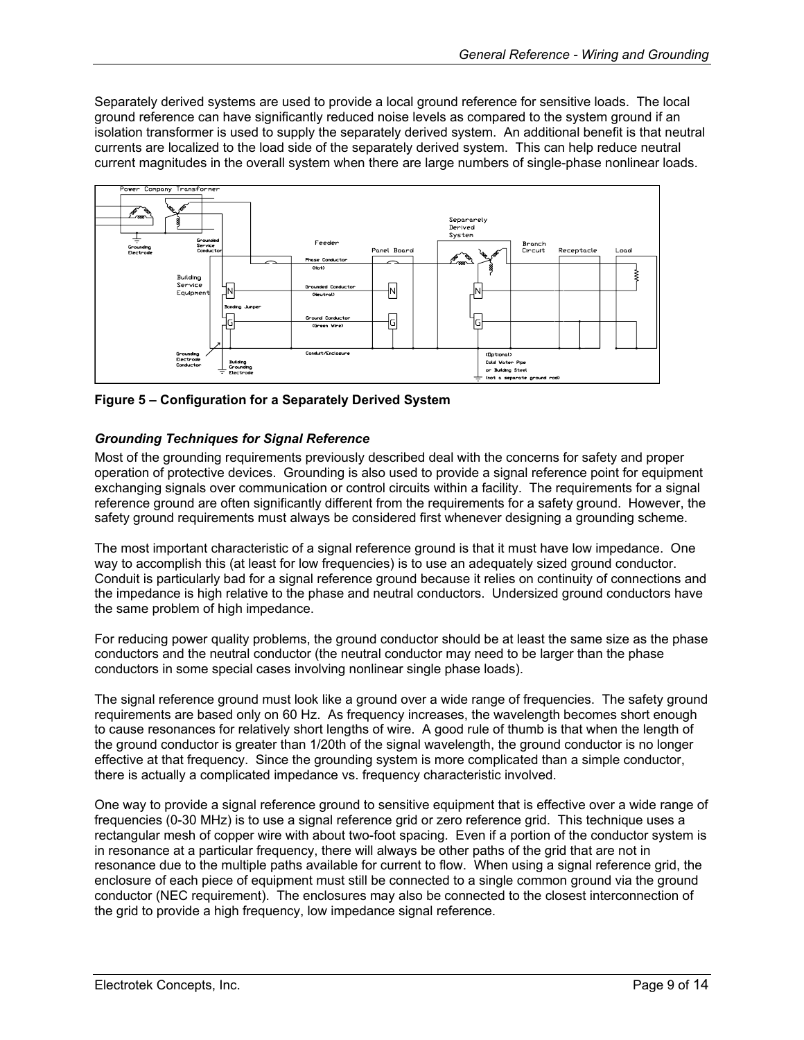Separately derived systems are used to provide a local ground reference for sensitive loads. The local ground reference can have significantly reduced noise levels as compared to the system ground if an isolation transformer is used to supply the separately derived system. An additional benefit is that neutral currents are localized to the load side of the separately derived system. This can help reduce neutral current magnitudes in the overall system when there are large numbers of single-phase nonlinear loads.

**Figure 5 – Configuration for a Separately Derived System**

### *Grounding Techniques for Signal Reference*

Most of the grounding requirements previously described deal with the concerns for safety and proper operation of protective devices. Grounding is also used to provide a signal reference point for equipment exchanging signals over communication or control circuits within a facility. The requirements for a signal reference ground are often significantly different from the requirements for a safety ground. However, the safety ground requirements must always be considered first whenever designing a grounding scheme.

The most important characteristic of a signal reference ground is that it must have low impedance. One way to accomplish this (at least for low frequencies) is to use an adequately sized ground conductor. Conduit is particularly bad for a signal reference ground because it relies on continuity of connections and the impedance is high relative to the phase and neutral conductors. Undersized ground conductors have the same problem of high impedance.

For reducing power quality problems, the ground conductor should be at least the same size as the phase conductors and the neutral conductor (the neutral conductor may need to be larger than the phase conductors in some special cases involving nonlinear single phase loads).

The signal reference ground must look like a ground over a wide range of frequencies. The safety ground requirements are based only on 60 Hz. As frequency increases, the wavelength becomes short enough to cause resonances for relatively short lengths of wire. A good rule of thumb is that when the length of the ground conductor is greater than 1/20th of the signal wavelength, the ground conductor is no longer effective at that frequency. Since the grounding system is more complicated than a simple conductor, there is actually a complicated impedance vs. frequency characteristic involved.

One way to provide a signal reference ground to sensitive equipment that is effective over a wide range of frequencies (0-30 MHz) is to use a signal reference grid or zero reference grid. This technique uses a rectangular mesh of copper wire with about two-foot spacing. Even if a portion of the conductor system is in resonance at a particular frequency, there will always be other paths of the grid that are not in resonance due to the multiple paths available for current to flow. When using a signal reference grid, the enclosure of each piece of equipment must still be connected to a single common ground via the ground conductor (NEC requirement). The enclosures may also be connected to the closest interconnection of the grid to provide a high frequency, low impedance signal reference.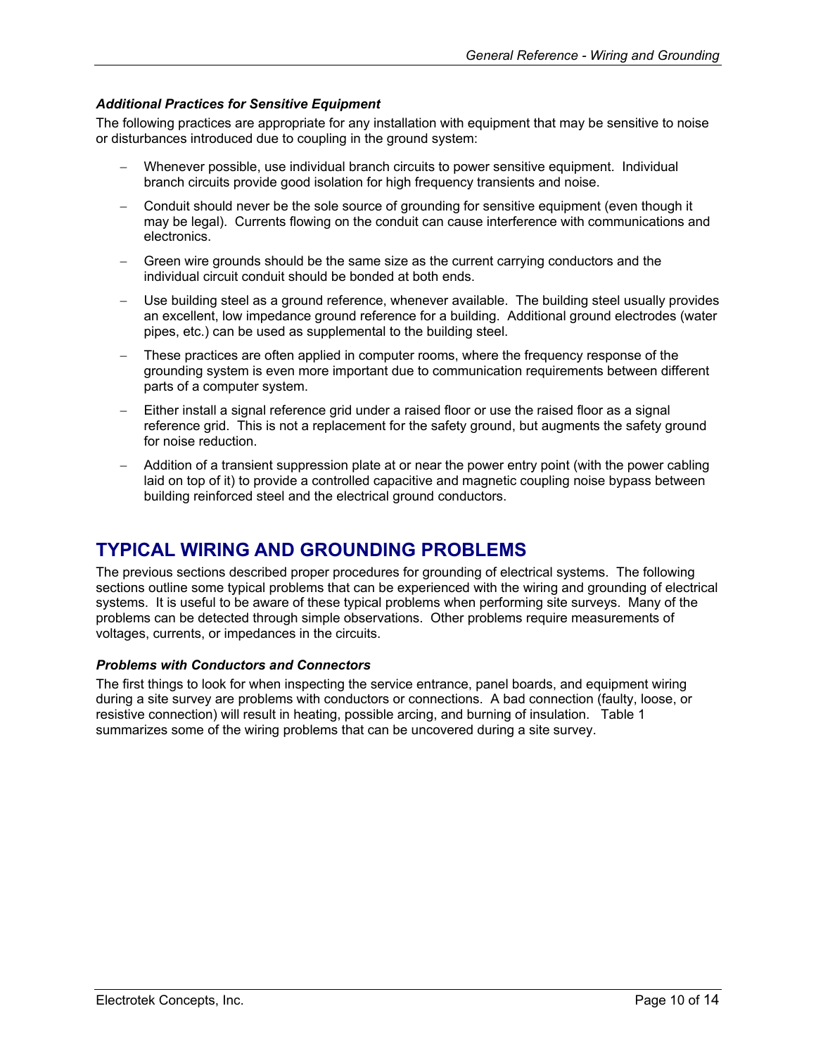### *Additional Practices for Sensitive Equipment*

The following practices are appropriate for any installation with equipment that may be sensitive to noise or disturbances introduced due to coupling in the ground system:

- Whenever possible, use individual branch circuits to power sensitive equipment. Individual branch circuits provide good isolation for high frequency transients and noise.
- Conduit should never be the sole source of grounding for sensitive equipment (even though it may be legal). Currents flowing on the conduit can cause interference with communications and electronics.
- Green wire grounds should be the same size as the current carrying conductors and the individual circuit conduit should be bonded at both ends.
- Use building steel as a ground reference, whenever available. The building steel usually provides an excellent, low impedance ground reference for a building. Additional ground electrodes (water pipes, etc.) can be used as supplemental to the building steel.
- These practices are often applied in computer rooms, where the frequency response of the grounding system is even more important due to communication requirements between different parts of a computer system.
- Either install a signal reference grid under a raised floor or use the raised floor as a signal reference grid. This is not a replacement for the safety ground, but augments the safety ground for noise reduction.
- Addition of a transient suppression plate at or near the power entry point (with the power cabling laid on top of it) to provide a controlled capacitive and magnetic coupling noise bypass between building reinforced steel and the electrical ground conductors.

## TYPICAL WIRING AND GROUNDING PROBLEMS

The previous sections described proper procedures for grounding of electrical systems. The following sections outline some typical problems that can be experienced with the wiring and grounding of electrical systems. It is useful to be aware of these typical problems when performing site surveys. Many of the problems can be detected through simple observations. Other problems require measurements of voltages, currents, or impedances in the circuits.

### *Problems with Conductors and Connectors*

The first things to look for when inspecting the service entrance, panel boards, and equipment wiring during a site survey are problems with conductors or connections. A bad connection (faulty, loose, or resistive connection) will result in heating, possible arcing, and burning of insulation. Table 1 summarizes some of the wiring problems that can be uncovered during a site survey.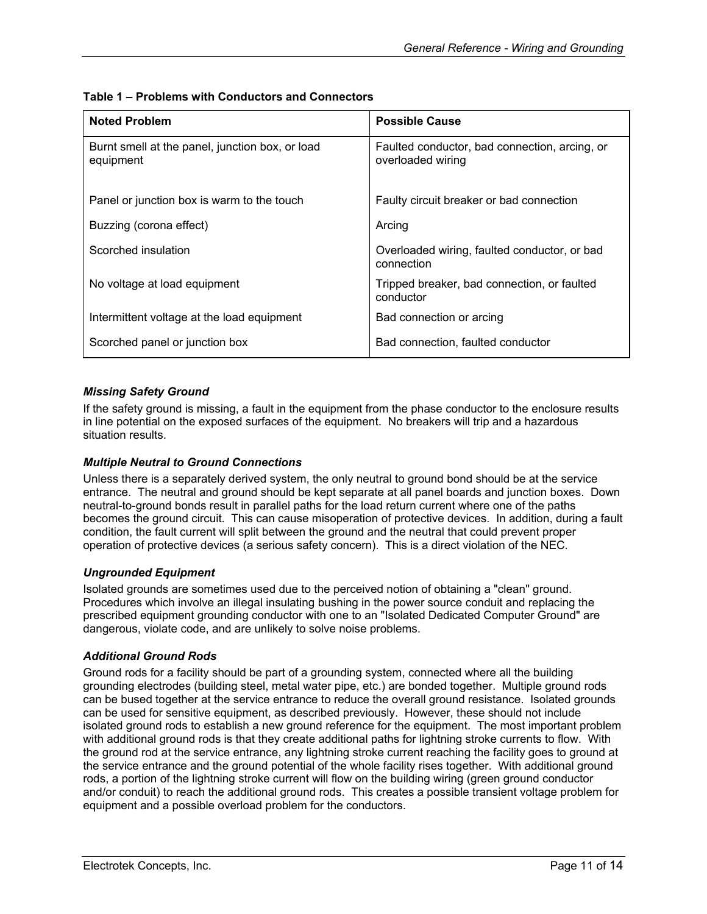**Table 1 – Problems with Conductors and Connectors**

| Noted Problem | Possible Cause |
| --- | --- |
| Burnt smell at the panel, junction box, or load equipment | Faulted conductor, bad connection, arcing, or overloaded wiring |
| Panel or junction box is warm to the touch | Faulty circuit breaker or bad connection |
| Buzzing (corona effect) | Arcing |
| Scorched insulation | Overloaded wiring, faulted conductor, or bad connection |
| No voltage at load equipment | Tripped breaker, bad connection, or faulted conductor |
| Intermittent voltage at the load equipment | Bad connection or arcing |
| Scorched panel or junction box | Bad connection, faulted conductor |

### *Missing Safety Ground*

If the safety ground is missing, a fault in the equipment from the phase conductor to the enclosure results in line potential on the exposed surfaces of the equipment. No breakers will trip and a hazardous situation results.

### *Multiple Neutral to Ground Connections*

Unless there is a separately derived system, the only neutral to ground bond should be at the service entrance. The neutral and ground should be kept separate at all panel boards and junction boxes. Down neutral-to-ground bonds result in parallel paths for the load return current where one of the paths becomes the ground circuit. This can cause misoperation of protective devices. In addition, during a fault condition, the fault current will split between the ground and the neutral that could prevent proper operation of protective devices (a serious safety concern). This is a direct violation of the NEC.

### *Ungrounded Equipment*

Isolated grounds are sometimes used due to the perceived notion of obtaining a "clean" ground. Procedures which involve an illegal insulating bushing in the power source conduit and replacing the prescribed equipment grounding conductor with one to an "Isolated Dedicated Computer Ground" are dangerous, violate code, and are unlikely to solve noise problems.

### *Additional Ground Rods*

Ground rods for a facility should be part of a grounding system, connected where all the building grounding electrodes (building steel, metal water pipe, etc.) are bonded together. Multiple ground rods can be bused together at the service entrance to reduce the overall ground resistance. Isolated grounds can be used for sensitive equipment, as described previously. However, these should not include isolated ground rods to establish a new ground reference for the equipment. The most important problem with additional ground rods is that they create additional paths for lightning stroke currents to flow. With the ground rod at the service entrance, any lightning stroke current reaching the facility goes to ground at the service entrance and the ground potential of the whole facility rises together. With additional ground rods, a portion of the lightning stroke current will flow on the building wiring (green ground conductor and/or conduit) to reach the additional ground rods. This creates a possible transient voltage problem for equipment and a possible overload problem for the conductors.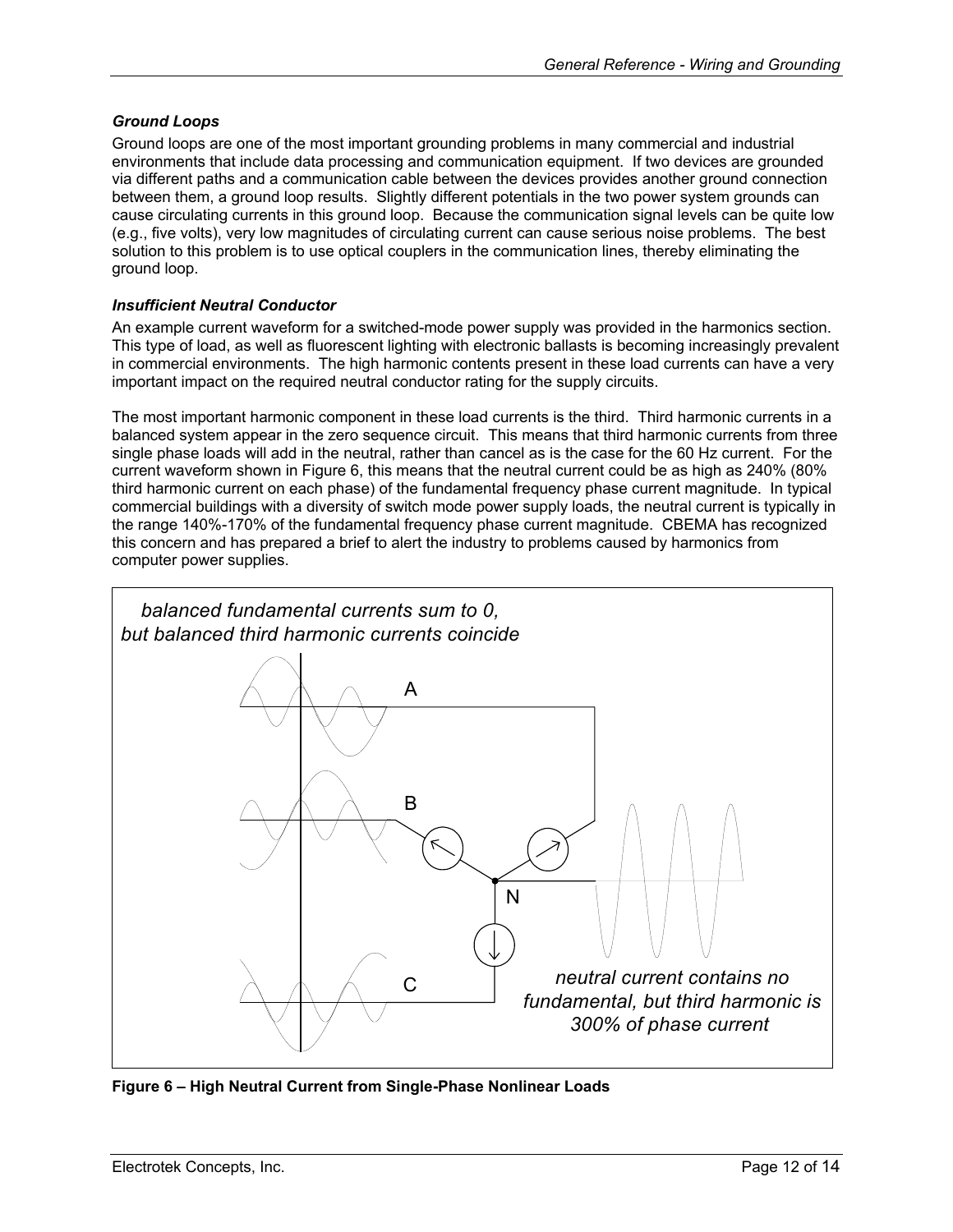### *Ground Loops*

Ground loops are one of the most important grounding problems in many commercial and industrial environments that include data processing and communication equipment. If two devices are grounded via different paths and a communication cable between the devices provides another ground connection between them, a ground loop results. Slightly different potentials in the two power system grounds can cause circulating currents in this ground loop. Because the communication signal levels can be quite low (e.g., five volts), very low magnitudes of circulating current can cause serious noise problems. The best solution to this problem is to use optical couplers in the communication lines, thereby eliminating the ground loop.

### *Insufficient Neutral Conductor*

An example current waveform for a switched-mode power supply was provided in the harmonics section. This type of load, as well as fluorescent lighting with electronic ballasts is becoming increasingly prevalent in commercial environments. The high harmonic contents present in these load currents can have a very important impact on the required neutral conductor rating for the supply circuits.

The most important harmonic component in these load currents is the third. Third harmonic currents in a balanced system appear in the zero sequence circuit. This means that third harmonic currents from three single phase loads will add in the neutral, rather than cancel as is the case for the 60 Hz current. For the current waveform shown in Figure 6, this means that the neutral current could be as high as 240% (80% third harmonic current on each phase) of the fundamental frequency phase current magnitude. In typical commercial buildings with a diversity of switch mode power supply loads, the neutral current is typically in the range 140%-170% of the fundamental frequency phase current magnitude. CBEMA has recognized this concern and has prepared a brief to alert the industry to problems caused by harmonics from computer power supplies.

*balanced fundamental currents sum to 0, but balanced third harmonic currents coincide*

A

B

C

N

*neutral current contains no fundamental, but third harmonic is 300% of phase current*

**Figure 6 – High Neutral Current from Single-Phase Nonlinear Loads**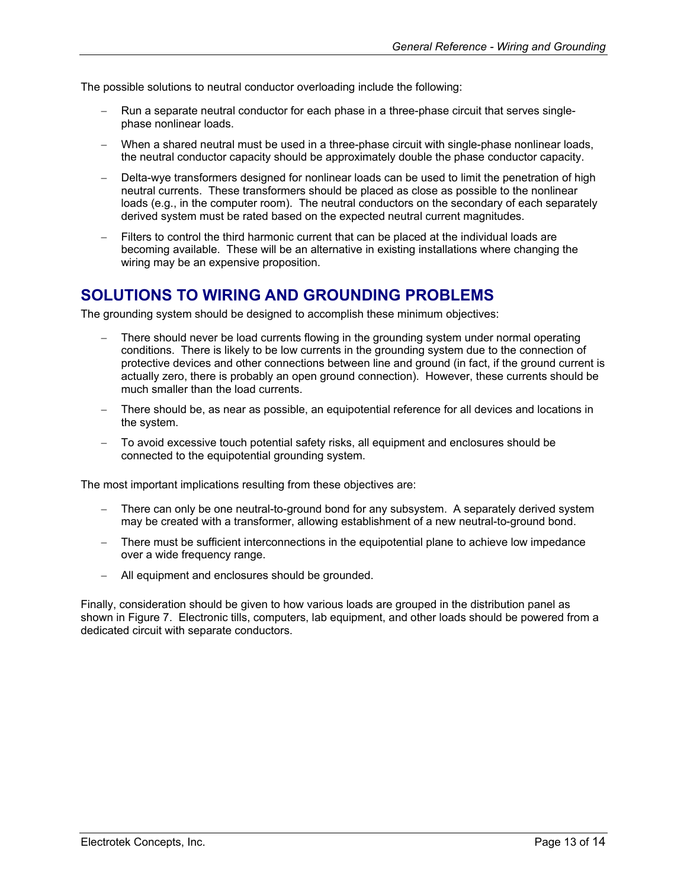The possible solutions to neutral conductor overloading include the following:

- Run a separate neutral conductor for each phase in a three-phase circuit that serves single-phase nonlinear loads.
- When a shared neutral must be used in a three-phase circuit with single-phase nonlinear loads, the neutral conductor capacity should be approximately double the phase conductor capacity.
- Delta-wye transformers designed for nonlinear loads can be used to limit the penetration of high neutral currents. These transformers should be placed as close as possible to the nonlinear loads (e.g., in the computer room). The neutral conductors on the secondary of each separately derived system must be rated based on the expected neutral current magnitudes.
- Filters to control the third harmonic current that can be placed at the individual loads are becoming available. These will be an alternative in existing installations where changing the wiring may be an expensive proposition.

## SOLUTIONS TO WIRING AND GROUNDING PROBLEMS

The grounding system should be designed to accomplish these minimum objectives:

- There should never be load currents flowing in the grounding system under normal operating conditions. There is likely to be low currents in the grounding system due to the connection of protective devices and other connections between line and ground (in fact, if the ground current is actually zero, there is probably an open ground connection). However, these currents should be much smaller than the load currents.
- There should be, as near as possible, an equipotential reference for all devices and locations in the system.
- To avoid excessive touch potential safety risks, all equipment and enclosures should be connected to the equipotential grounding system.

The most important implications resulting from these objectives are:

- There can only be one neutral-to-ground bond for any subsystem. A separately derived system may be created with a transformer, allowing establishment of a new neutral-to-ground bond.
- There must be sufficient interconnections in the equipotential plane to achieve low impedance over a wide frequency range.
- All equipment and enclosures should be grounded.

Finally, consideration should be given to how various loads are grouped in the distribution panel as shown in Figure 7. Electronic tills, computers, lab equipment, and other loads should be powered from a dedicated circuit with separate conductors.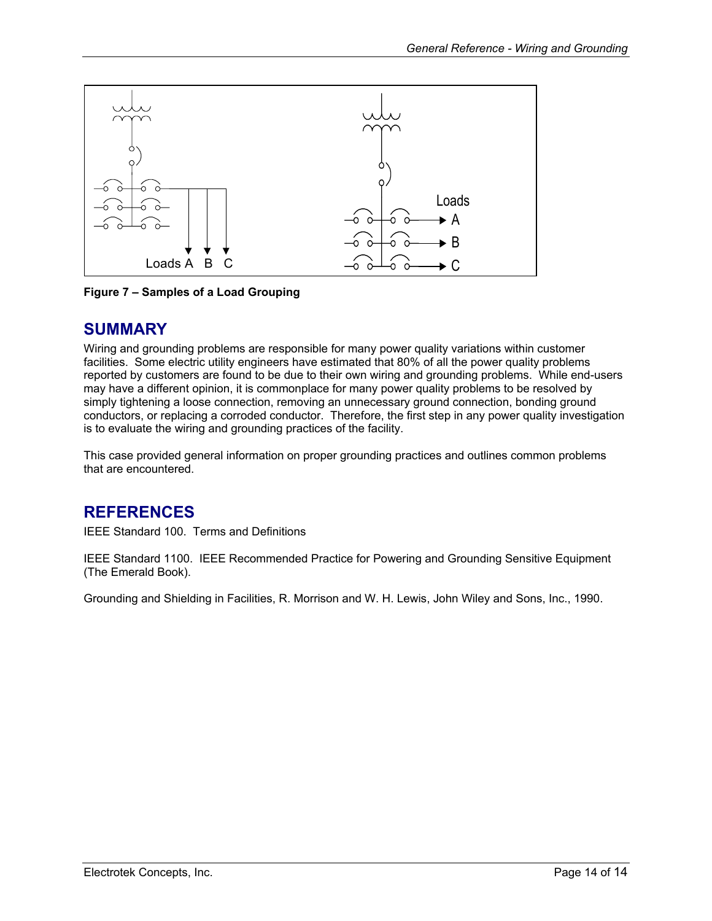Loads A B C

Loads
A
B
C

**Figure 7 – Samples of a Load Grouping**

## SUMMARY

Wiring and grounding problems are responsible for many power quality variations within customer facilities. Some electric utility engineers have estimated that 80% of all the power quality problems reported by customers are found to be due to their own wiring and grounding problems. While end-users may have a different opinion, it is commonplace for many power quality problems to be resolved by simply tightening a loose connection, removing an unnecessary ground connection, bonding ground conductors, or replacing a corroded conductor. Therefore, the first step in any power quality investigation is to evaluate the wiring and grounding practices of the facility.

This case provided general information on proper grounding practices and outlines common problems that are encountered.

## REFERENCES

IEEE Standard 100. Terms and Definitions

IEEE Standard 1100. IEEE Recommended Practice for Powering and Grounding Sensitive Equipment (The Emerald Book).

Grounding and Shielding in Facilities, R. Morrison and W. H. Lewis, John Wiley and Sons, Inc., 1990.